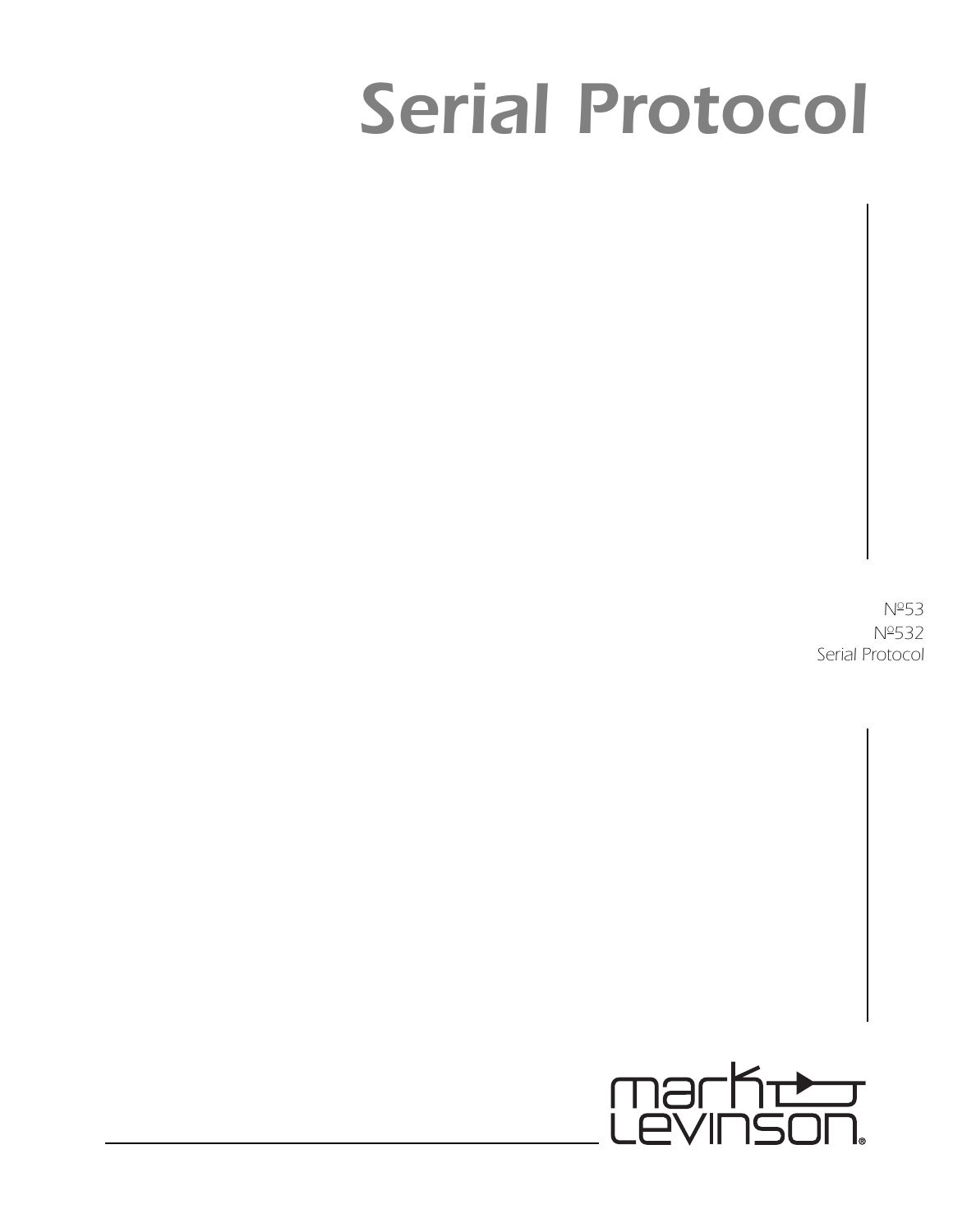# Serial Protocol

№53
№532
Serial Protocol

mark levinson®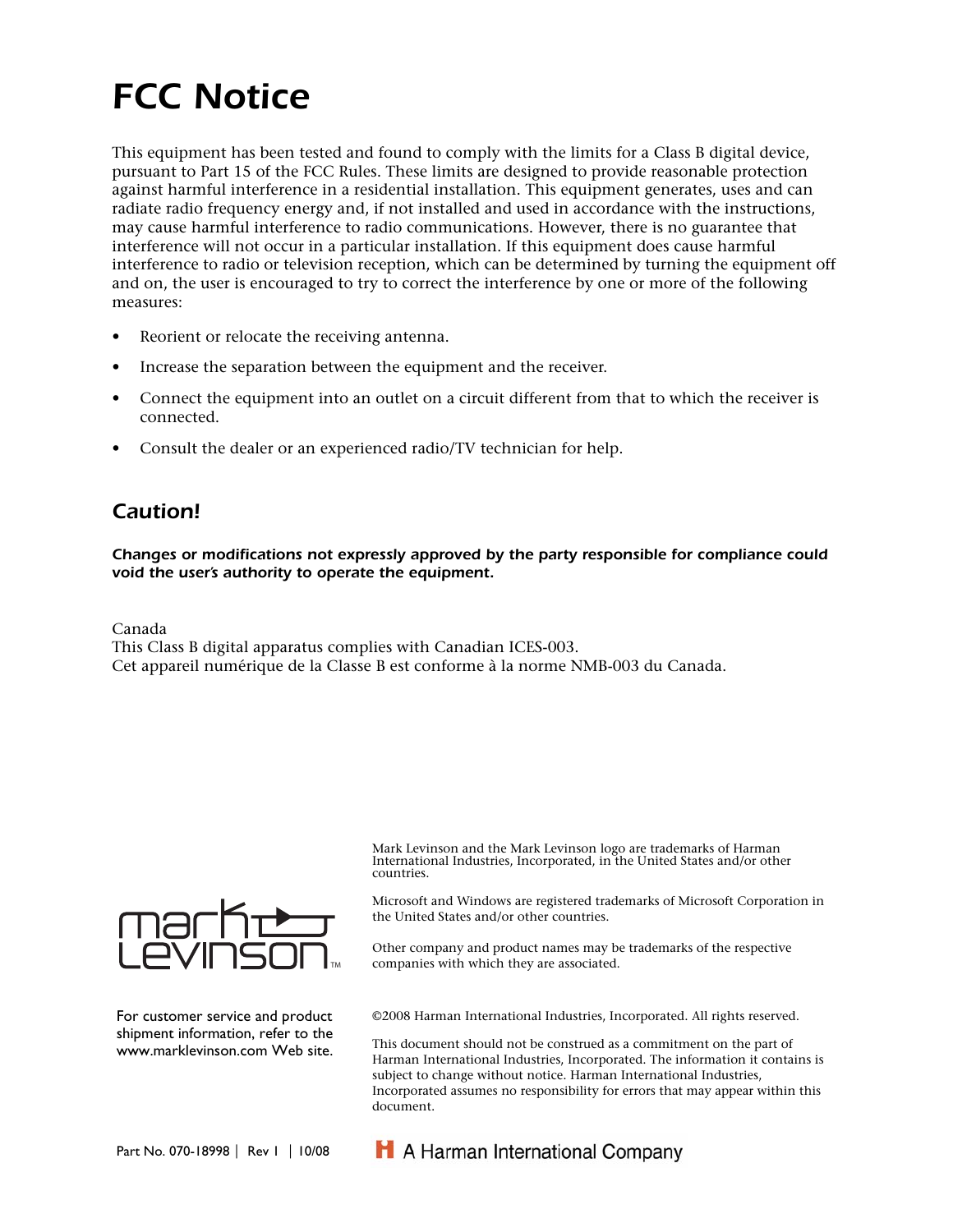# FCC Notice

This equipment has been tested and found to comply with the limits for a Class B digital device, pursuant to Part 15 of the FCC Rules. These limits are designed to provide reasonable protection against harmful interference in a residential installation. This equipment generates, uses and can radiate radio frequency energy and, if not installed and used in accordance with the instructions, may cause harmful interference to radio communications. However, there is no guarantee that interference will not occur in a particular installation. If this equipment does cause harmful interference to radio or television reception, which can be determined by turning the equipment off and on, the user is encouraged to try to correct the interference by one or more of the following measures:

- Reorient or relocate the receiving antenna.
- Increase the separation between the equipment and the receiver.
- Connect the equipment into an outlet on a circuit different from that to which the receiver is connected.
- Consult the dealer or an experienced radio/TV technician for help.

## *Caution!*

***Changes or modifications not expressly approved by the party responsible for compliance could void the user's authority to operate the equipment.***

Canada
This Class B digital apparatus complies with Canadian ICES-003.
Cet appareil numérique de la Classe B est conforme à la norme NMB-003 du Canada.

Mark Levinson and the Mark Levinson logo are trademarks of Harman International Industries, Incorporated, in the United States and/or other countries.

Microsoft and Windows are registered trademarks of Microsoft Corporation in the United States and/or other countries.

Other company and product names may be trademarks of the respective companies with which they are associated.

For customer service and product shipment information, refer to the www.marklevinson.com Web site.

©2008 Harman International Industries, Incorporated. All rights reserved.

This document should not be construed as a commitment on the part of Harman International Industries, Incorporated. The information it contains is subject to change without notice. Harman International Industries, Incorporated assumes no responsibility for errors that may appear within this document.

Part No. 070-18998 | Rev 1 | 10/08

A Harman International Company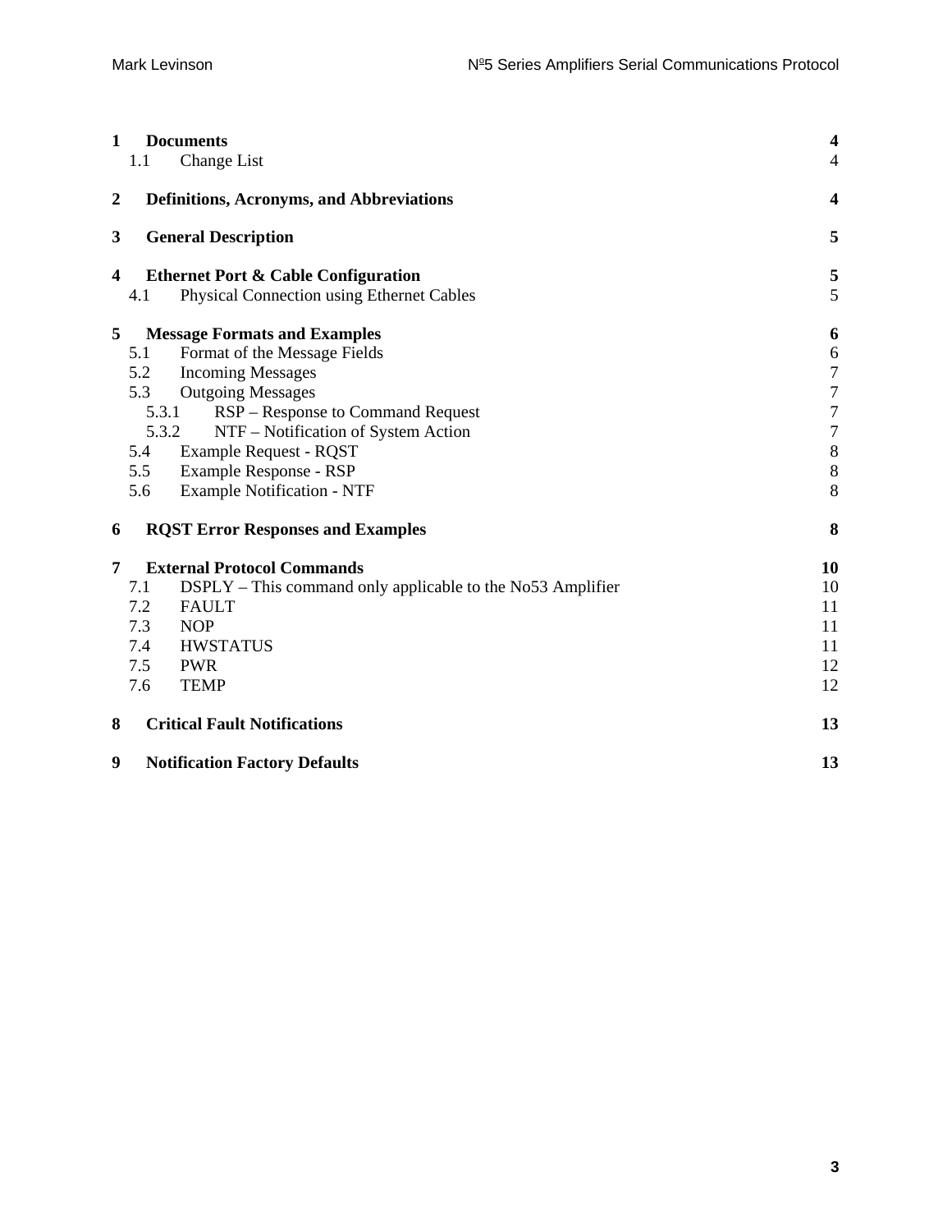| | | |
|---|---|---|
| **1** | **Documents** | **4** |
| 1.1 | Change List | 4 |
| **2** | **Definitions, Acronyms, and Abbreviations** | **4** |
| **3** | **General Description** | **5** |
| **4** | **Ethernet Port & Cable Configuration** | **5** |
| 4.1 | Physical Connection using Ethernet Cables | 5 |
| **5** | **Message Formats and Examples** | **6** |
| 5.1 | Format of the Message Fields | 6 |
| 5.2 | Incoming Messages | 7 |
| 5.3 | Outgoing Messages | 7 |
| 5.3.1 | RSP – Response to Command Request | 7 |
| 5.3.2 | NTF – Notification of System Action | 7 |
| 5.4 | Example Request - RQST | 8 |
| 5.5 | Example Response - RSP | 8 |
| 5.6 | Example Notification - NTF | 8 |
| **6** | **RQST Error Responses and Examples** | **8** |
| **7** | **External Protocol Commands** | **10** |
| 7.1 | DSPLY – This command only applicable to the No53 Amplifier | 10 |
| 7.2 | FAULT | 11 |
| 7.3 | NOP | 11 |
| 7.4 | HWSTATUS | 11 |
| 7.5 | PWR | 12 |
| 7.6 | TEMP | 12 |
| **8** | **Critical Fault Notifications** | **13** |
| **9** | **Notification Factory Defaults** | **13** |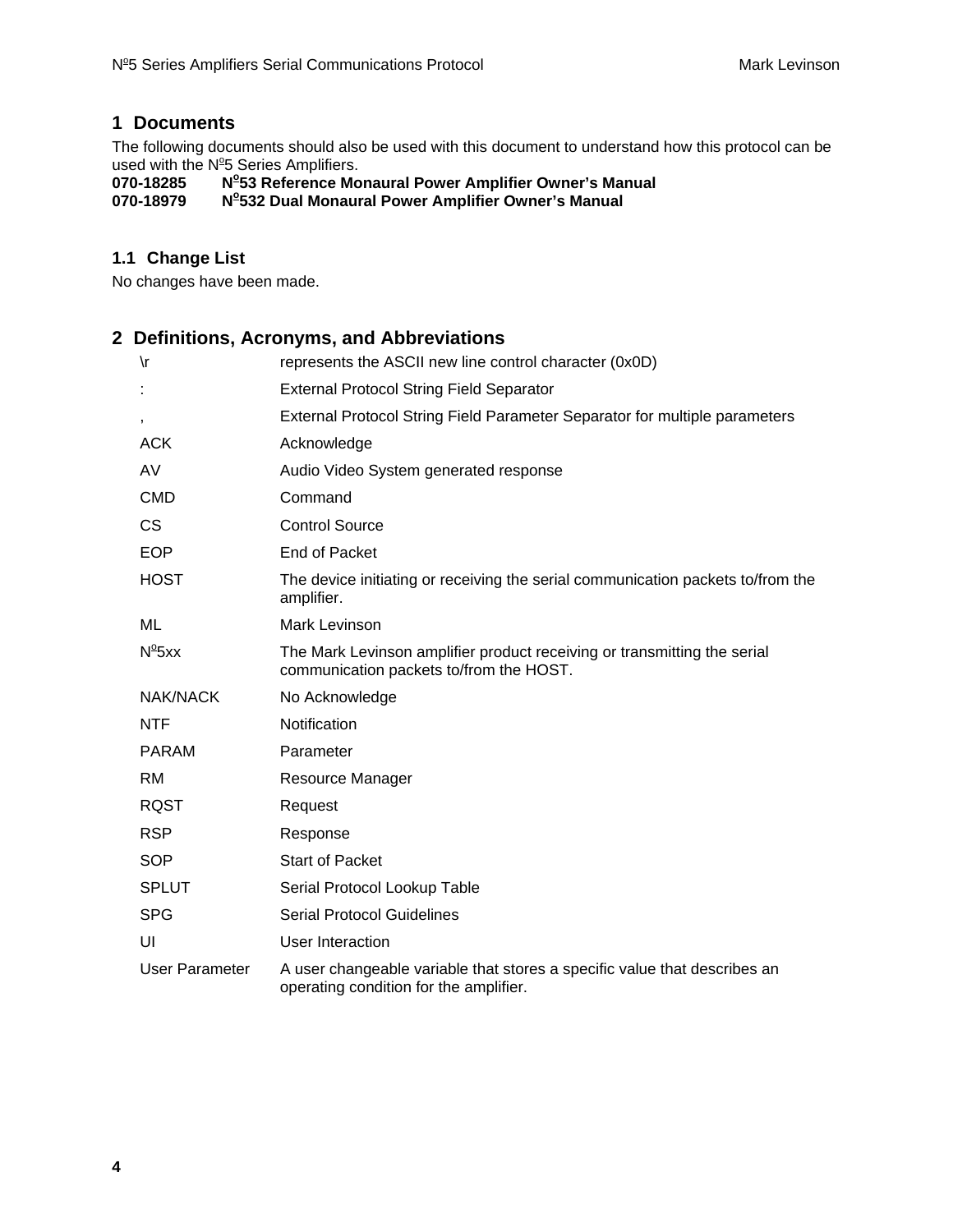# 1 Documents

The following documents should also be used with this document to understand how this protocol can be used with the Nº5 Series Amplifiers.

**070-18285 Nº53 Reference Monaural Power Amplifier Owner's Manual**
**070-18979 Nº532 Dual Monaural Power Amplifier Owner's Manual**

## 1.1 Change List

No changes have been made.

# 2 Definitions, Acronyms, and Abbreviations

| | |
|---|---|
| \r | represents the ASCII new line control character (0x0D) |
| : | External Protocol String Field Separator |
| , | External Protocol String Field Parameter Separator for multiple parameters |
| ACK | Acknowledge |
| AV | Audio Video System generated response |
| CMD | Command |
| CS | Control Source |
| EOP | End of Packet |
| HOST | The device initiating or receiving the serial communication packets to/from the amplifier. |
| ML | Mark Levinson |
| Nº5xx | The Mark Levinson amplifier product receiving or transmitting the serial communication packets to/from the HOST. |
| NAK/NACK | No Acknowledge |
| NTF | Notification |
| PARAM | Parameter |
| RM | Resource Manager |
| RQST | Request |
| RSP | Response |
| SOP | Start of Packet |
| SPLUT | Serial Protocol Lookup Table |
| SPG | Serial Protocol Guidelines |
| UI | User Interaction |
| User Parameter | A user changeable variable that stores a specific value that describes an operating condition for the amplifier. |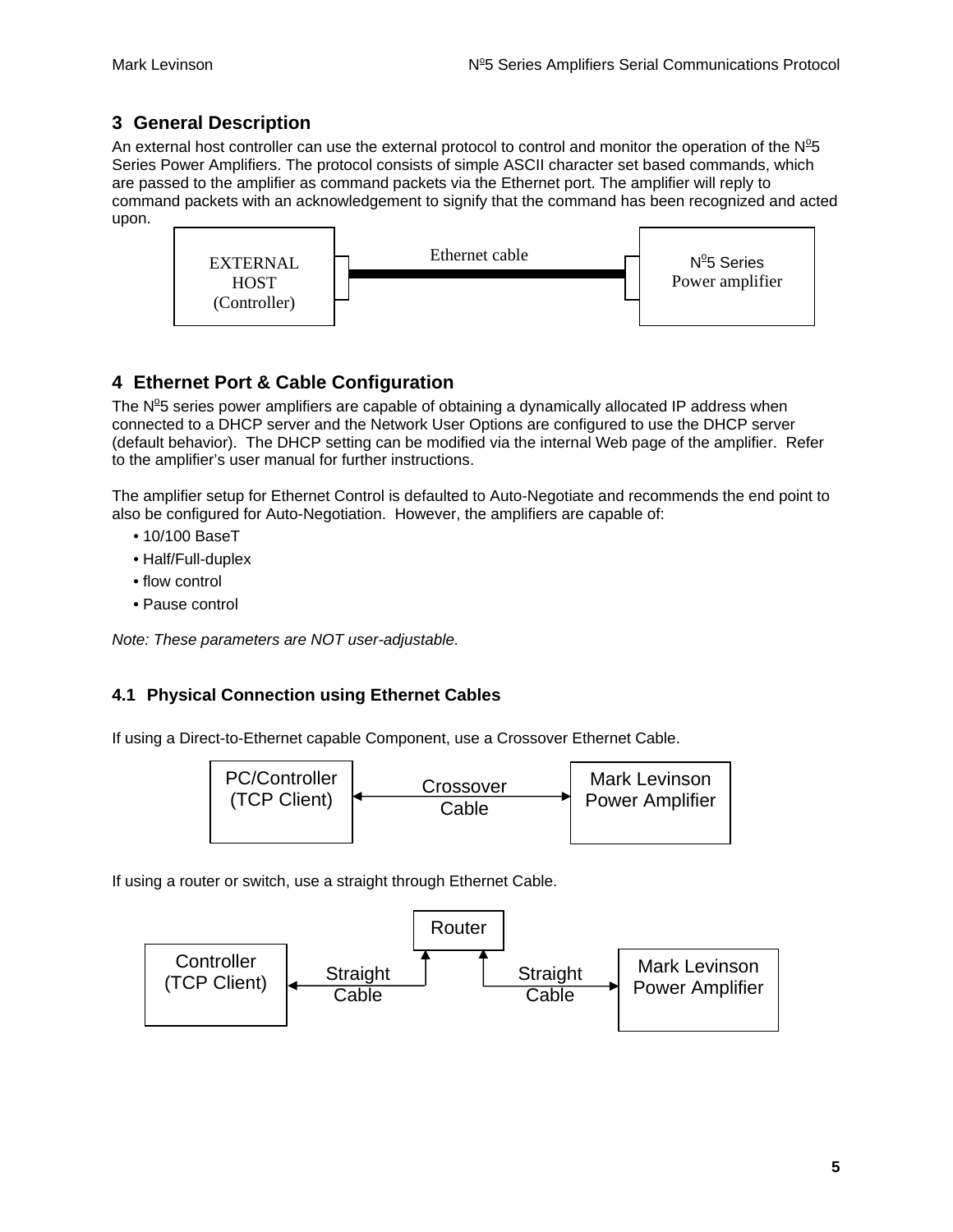## 3 General Description

An external host controller can use the external protocol to control and monitor the operation of the Nº5 Series Power Amplifiers. The protocol consists of simple ASCII character set based commands, which are passed to the amplifier as command packets via the Ethernet port. The amplifier will reply to command packets with an acknowledgement to signify that the command has been recognized and acted upon.

EXTERNAL HOST (Controller) — Ethernet cable — Nº5 Series Power amplifier

## 4 Ethernet Port & Cable Configuration

The Nº5 series power amplifiers are capable of obtaining a dynamically allocated IP address when connected to a DHCP server and the Network User Options are configured to use the DHCP server (default behavior). The DHCP setting can be modified via the internal Web page of the amplifier. Refer to the amplifier's user manual for further instructions.

The amplifier setup for Ethernet Control is defaulted to Auto-Negotiate and recommends the end point to also be configured for Auto-Negotiation. However, the amplifiers are capable of:

- 10/100 BaseT
- Half/Full-duplex
- flow control
- Pause control

*Note: These parameters are NOT user-adjustable.*

### 4.1 Physical Connection using Ethernet Cables

If using a Direct-to-Ethernet capable Component, use a Crossover Ethernet Cable.

PC/Controller (TCP Client) ↔ Crossover Cable ↔ Mark Levinson Power Amplifier

If using a router or switch, use a straight through Ethernet Cable.

Controller (TCP Client) ↔ Straight Cable ↔ Router ↔ Straight Cable ↔ Mark Levinson Power Amplifier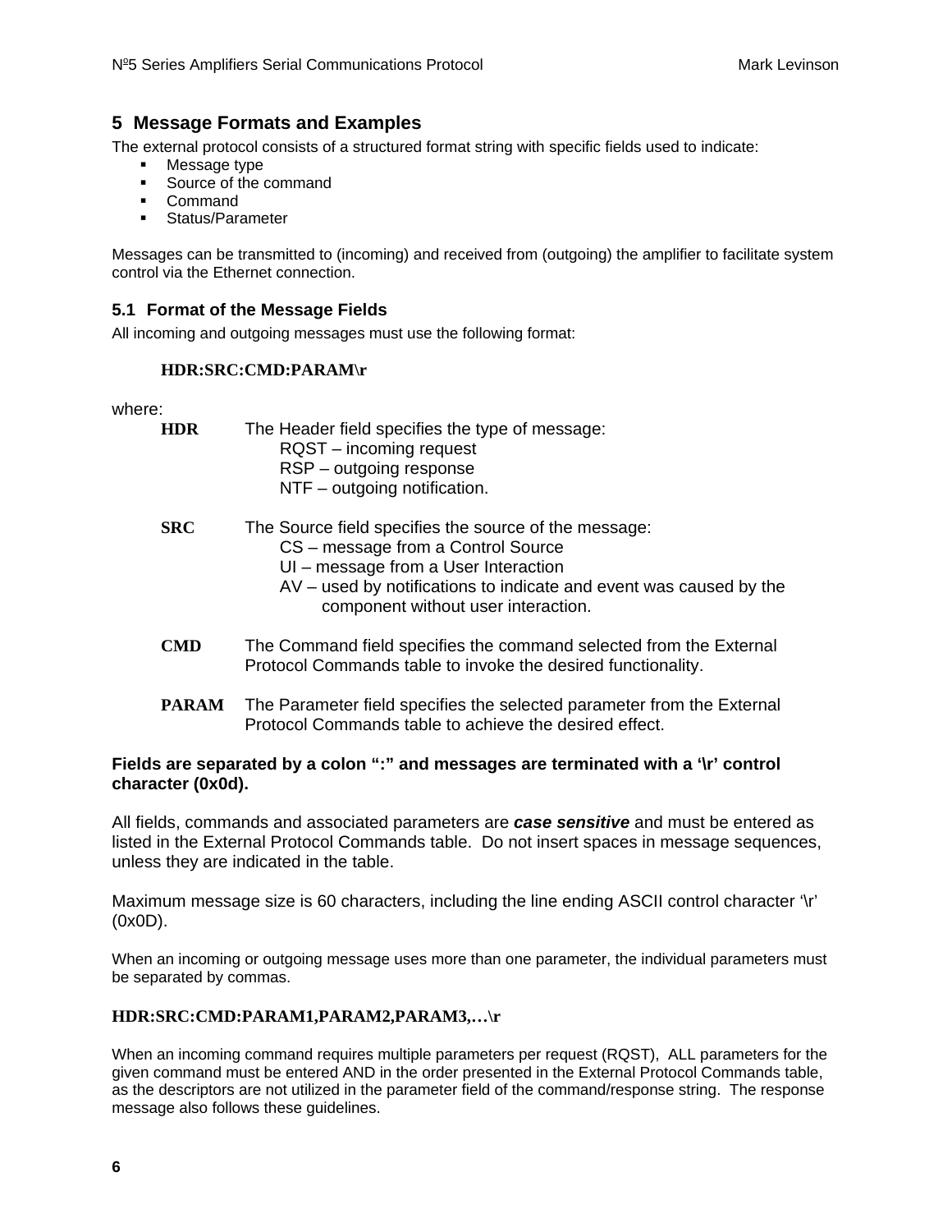## 5 Message Formats and Examples

The external protocol consists of a structured format string with specific fields used to indicate:

- Message type
- Source of the command
- Command
- Status/Parameter

Messages can be transmitted to (incoming) and received from (outgoing) the amplifier to facilitate system control via the Ethernet connection.

### 5.1 Format of the Message Fields

All incoming and outgoing messages must use the following format:

**HDR:SRC:CMD:PARAM\r**

where:

**HDR** The Header field specifies the type of message:
RQST – incoming request
RSP – outgoing response
NTF – outgoing notification.

**SRC** The Source field specifies the source of the message:
CS – message from a Control Source
UI – message from a User Interaction
AV – used by notifications to indicate and event was caused by the component without user interaction.

**CMD** The Command field specifies the command selected from the External Protocol Commands table to invoke the desired functionality.

**PARAM** The Parameter field specifies the selected parameter from the External Protocol Commands table to achieve the desired effect.

**Fields are separated by a colon ":" and messages are terminated with a '\r' control character (0x0d).**

All fields, commands and associated parameters are ***case sensitive*** and must be entered as listed in the External Protocol Commands table. Do not insert spaces in message sequences, unless they are indicated in the table.

Maximum message size is 60 characters, including the line ending ASCII control character '\r' (0x0D).

When an incoming or outgoing message uses more than one parameter, the individual parameters must be separated by commas.

**HDR:SRC:CMD:PARAM1,PARAM2,PARAM3,…\r**

When an incoming command requires multiple parameters per request (RQST), ALL parameters for the given command must be entered AND in the order presented in the External Protocol Commands table, as the descriptors are not utilized in the parameter field of the command/response string. The response message also follows these guidelines.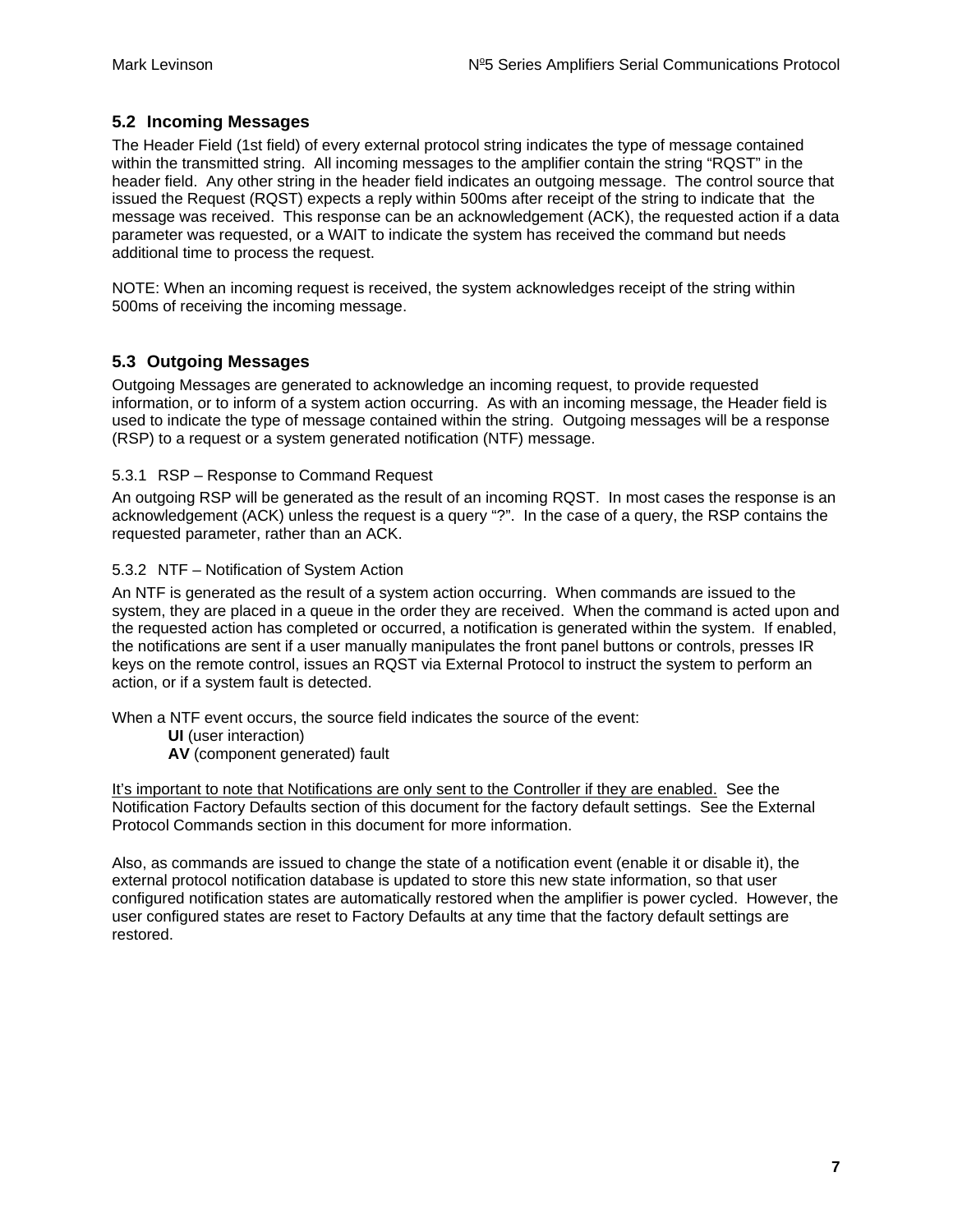## 5.2 Incoming Messages

The Header Field (1st field) of every external protocol string indicates the type of message contained within the transmitted string. All incoming messages to the amplifier contain the string "RQST" in the header field. Any other string in the header field indicates an outgoing message. The control source that issued the Request (RQST) expects a reply within 500ms after receipt of the string to indicate that the message was received. This response can be an acknowledgement (ACK), the requested action if a data parameter was requested, or a WAIT to indicate the system has received the command but needs additional time to process the request.

NOTE: When an incoming request is received, the system acknowledges receipt of the string within 500ms of receiving the incoming message.

## 5.3 Outgoing Messages

Outgoing Messages are generated to acknowledge an incoming request, to provide requested information, or to inform of a system action occurring. As with an incoming message, the Header field is used to indicate the type of message contained within the string. Outgoing messages will be a response (RSP) to a request or a system generated notification (NTF) message.

### 5.3.1 RSP – Response to Command Request

An outgoing RSP will be generated as the result of an incoming RQST. In most cases the response is an acknowledgement (ACK) unless the request is a query "?". In the case of a query, the RSP contains the requested parameter, rather than an ACK.

### 5.3.2 NTF – Notification of System Action

An NTF is generated as the result of a system action occurring. When commands are issued to the system, they are placed in a queue in the order they are received. When the command is acted upon and the requested action has completed or occurred, a notification is generated within the system. If enabled, the notifications are sent if a user manually manipulates the front panel buttons or controls, presses IR keys on the remote control, issues an RQST via External Protocol to instruct the system to perform an action, or if a system fault is detected.

When a NTF event occurs, the source field indicates the source of the event:

- **UI** (user interaction)
- **AV** (component generated) fault

<u>It's important to note that Notifications are only sent to the Controller if they are enabled.</u> See the Notification Factory Defaults section of this document for the factory default settings. See the External Protocol Commands section in this document for more information.

Also, as commands are issued to change the state of a notification event (enable it or disable it), the external protocol notification database is updated to store this new state information, so that user configured notification states are automatically restored when the amplifier is power cycled. However, the user configured states are reset to Factory Defaults at any time that the factory default settings are restored.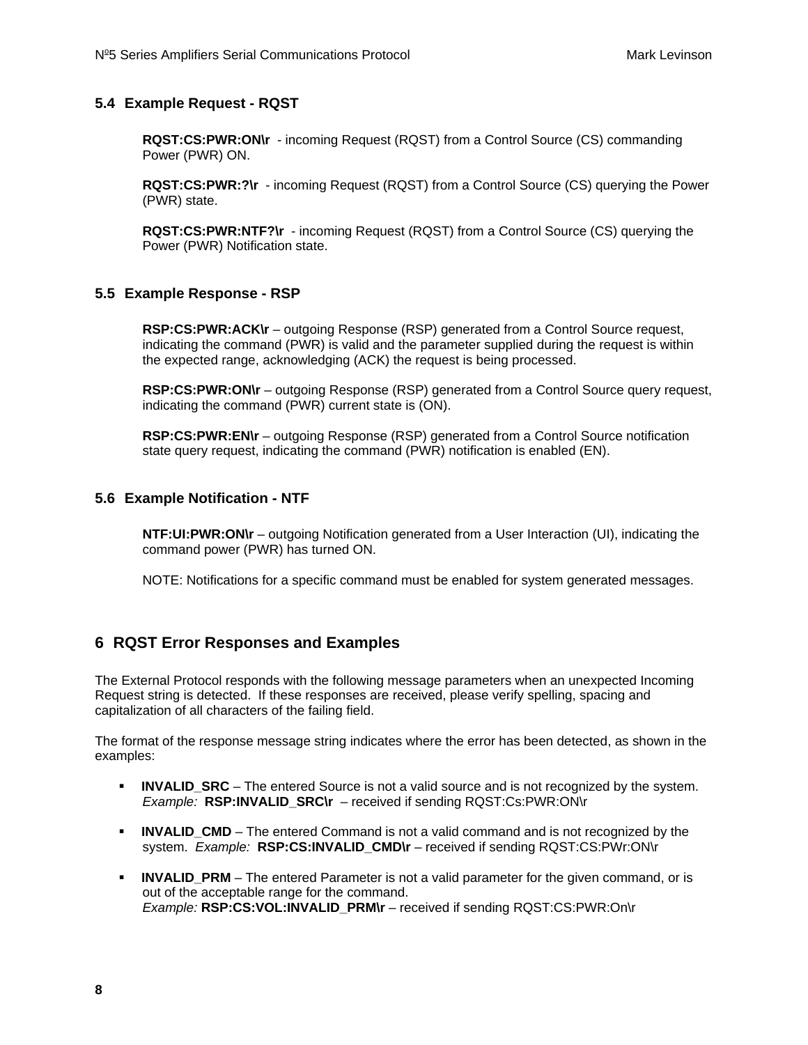### 5.4 Example Request - RQST

**RQST:CS:PWR:ON\r** - incoming Request (RQST) from a Control Source (CS) commanding Power (PWR) ON.

**RQST:CS:PWR:?\r** - incoming Request (RQST) from a Control Source (CS) querying the Power (PWR) state.

**RQST:CS:PWR:NTF?\r** - incoming Request (RQST) from a Control Source (CS) querying the Power (PWR) Notification state.

### 5.5 Example Response - RSP

**RSP:CS:PWR:ACK\r** – outgoing Response (RSP) generated from a Control Source request, indicating the command (PWR) is valid and the parameter supplied during the request is within the expected range, acknowledging (ACK) the request is being processed.

**RSP:CS:PWR:ON\r** – outgoing Response (RSP) generated from a Control Source query request, indicating the command (PWR) current state is (ON).

**RSP:CS:PWR:EN\r** – outgoing Response (RSP) generated from a Control Source notification state query request, indicating the command (PWR) notification is enabled (EN).

### 5.6 Example Notification - NTF

**NTF:UI:PWR:ON\r** – outgoing Notification generated from a User Interaction (UI), indicating the command power (PWR) has turned ON.

NOTE: Notifications for a specific command must be enabled for system generated messages.

## 6 RQST Error Responses and Examples

The External Protocol responds with the following message parameters when an unexpected Incoming Request string is detected. If these responses are received, please verify spelling, spacing and capitalization of all characters of the failing field.

The format of the response message string indicates where the error has been detected, as shown in the examples:

- **INVALID_SRC** – The entered Source is not a valid source and is not recognized by the system. *Example:* **RSP:INVALID_SRC\r** – received if sending RQST:Cs:PWR:ON\r
- **INVALID_CMD** – The entered Command is not a valid command and is not recognized by the system. *Example:* **RSP:CS:INVALID_CMD\r** – received if sending RQST:CS:PWr:ON\r
- **INVALID_PRM** – The entered Parameter is not a valid parameter for the given command, or is out of the acceptable range for the command. *Example:* **RSP:CS:VOL:INVALID_PRM\r** – received if sending RQST:CS:PWR:On\r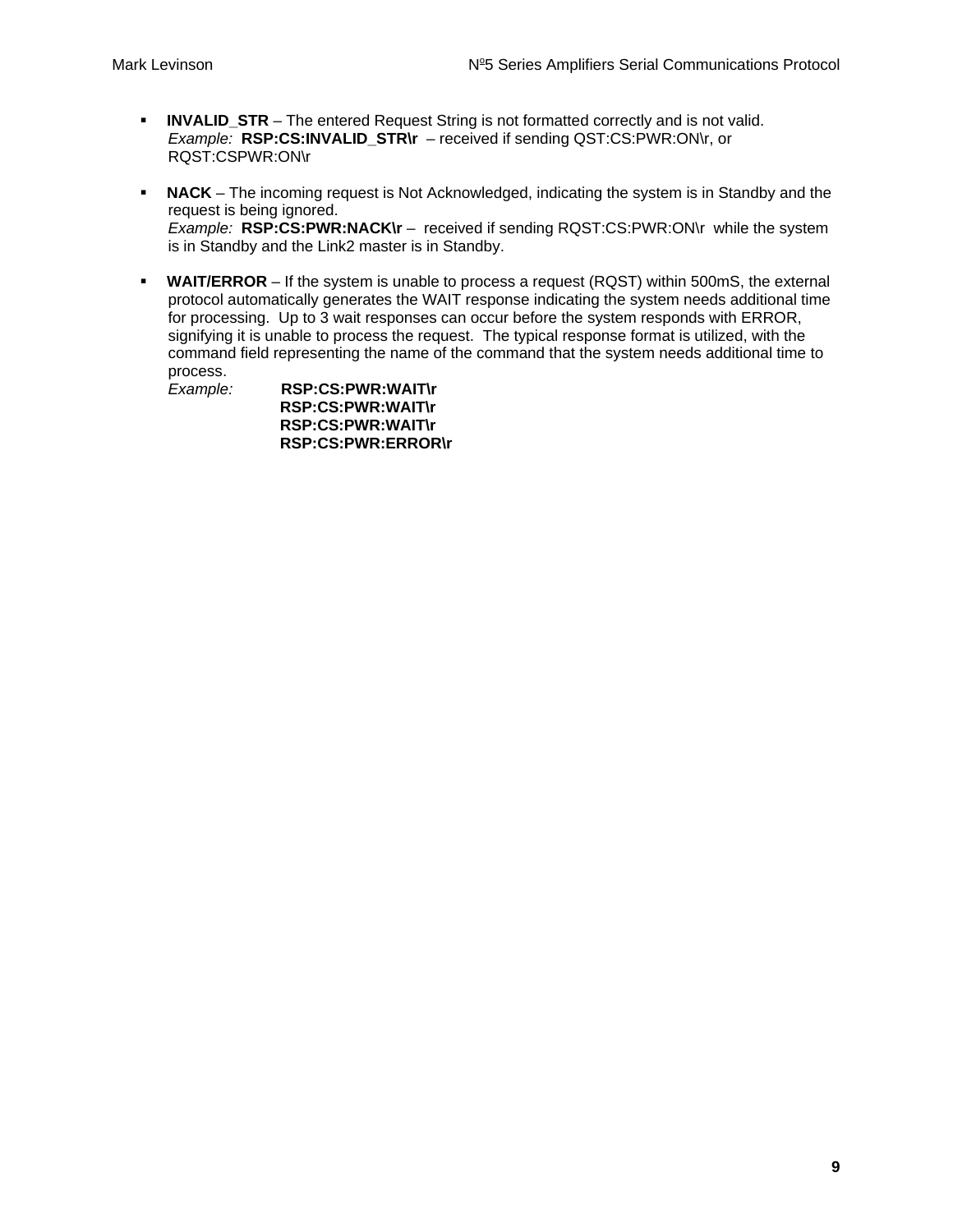- **INVALID_STR** – The entered Request String is not formatted correctly and is not valid.
  *Example:* **RSP:CS:INVALID_STR\r** – received if sending QST:CS:PWR:ON\r, or RQST:CSPWR:ON\r

- **NACK** – The incoming request is Not Acknowledged, indicating the system is in Standby and the request is being ignored.
  *Example:* **RSP:CS:PWR:NACK\r** – received if sending RQST:CS:PWR:ON\r while the system is in Standby and the Link2 master is in Standby.

- **WAIT/ERROR** – If the system is unable to process a request (RQST) within 500mS, the external protocol automatically generates the WAIT response indicating the system needs additional time for processing. Up to 3 wait responses can occur before the system responds with ERROR, signifying it is unable to process the request. The typical response format is utilized, with the command field representing the name of the command that the system needs additional time to process.
  *Example:* **RSP:CS:PWR:WAIT\r**
  **RSP:CS:PWR:WAIT\r**
  **RSP:CS:PWR:WAIT\r**
  **RSP:CS:PWR:ERROR\r**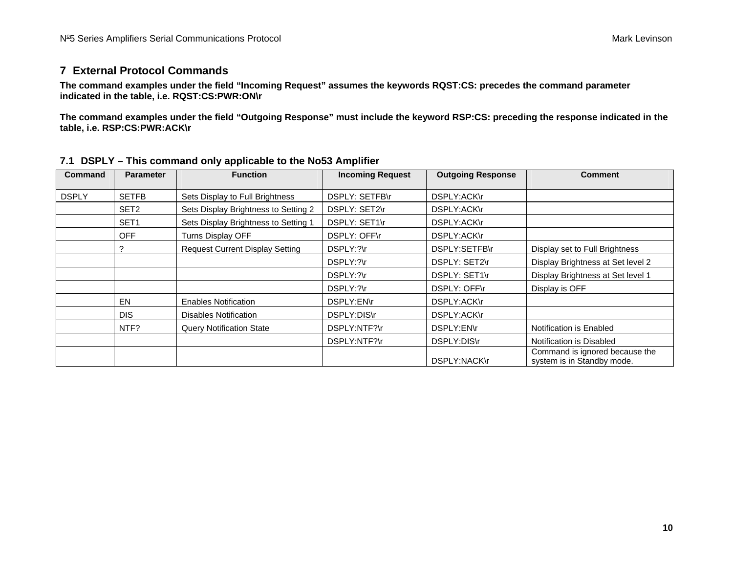## 7 External Protocol Commands

**The command examples under the field "Incoming Request" assumes the keywords RQST:CS: precedes the command parameter indicated in the table, i.e. RQST:CS:PWR:ON\r**

**The command examples under the field "Outgoing Response" must include the keyword RSP:CS: preceding the response indicated in the table, i.e. RSP:CS:PWR:ACK\r**

### 7.1 DSPLY – This command only applicable to the No53 Amplifier

| Command | Parameter | Function | Incoming Request | Outgoing Response | Comment |
|---|---|---|---|---|---|
| DSPLY | SETFB | Sets Display to Full Brightness | DSPLY: SETFB\r | DSPLY:ACK\r | |
| | SET2 | Sets Display Brightness to Setting 2 | DSPLY: SET2\r | DSPLY:ACK\r | |
| | SET1 | Sets Display Brightness to Setting 1 | DSPLY: SET1\r | DSPLY:ACK\r | |
| | OFF | Turns Display OFF | DSPLY: OFF\r | DSPLY:ACK\r | |
| | ? | Request Current Display Setting | DSPLY:?\r | DSPLY:SETFB\r | Display set to Full Brightness |
| | | | DSPLY:?\r | DSPLY: SET2\r | Display Brightness at Set level 2 |
| | | | DSPLY:?\r | DSPLY: SET1\r | Display Brightness at Set level 1 |
| | | | DSPLY:?\r | DSPLY: OFF\r | Display is OFF |
| | EN | Enables Notification | DSPLY:EN\r | DSPLY:ACK\r | |
| | DIS | Disables Notification | DSPLY:DIS\r | DSPLY:ACK\r | |
| | NTF? | Query Notification State | DSPLY:NTF?\r | DSPLY:EN\r | Notification is Enabled |
| | | | DSPLY:NTF?\r | DSPLY:DIS\r | Notification is Disabled |
| | | | | DSPLY:NACK\r | Command is ignored because the system is in Standby mode. |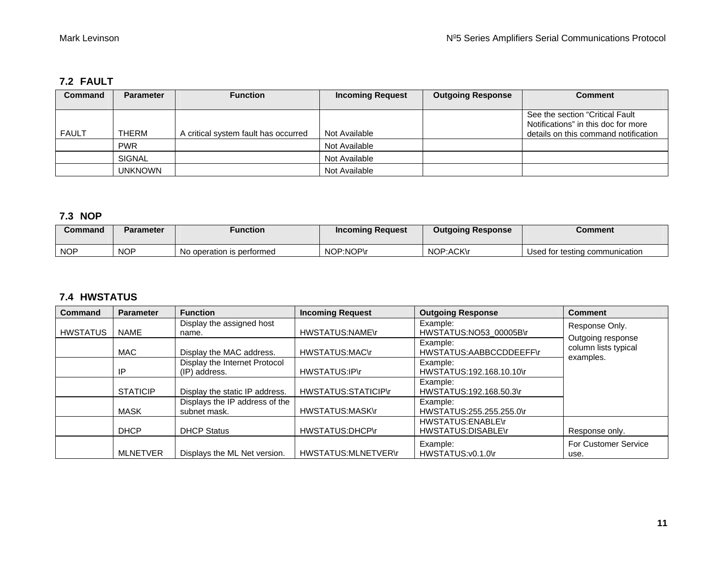## 7.2 FAULT

| Command | Parameter | Function | Incoming Request | Outgoing Response | Comment |
|---|---|---|---|---|---|
| FAULT | THERM | A critical system fault has occurred | Not Available | | See the section “Critical Fault Notifications” in this doc for more details on this command notification |
| | PWR | | Not Available | | |
| | SIGNAL | | Not Available | | |
| | UNKNOWN | | Not Available | | |

## 7.3 NOP

| Command | Parameter | Function | Incoming Request | Outgoing Response | Comment |
|---|---|---|---|---|---|
| NOP | NOP | No operation is performed | NOP:NOP\r | NOP:ACK\r | Used for testing communication |

## 7.4 HWSTATUS

| Command | Parameter | Function | Incoming Request | Outgoing Response | Comment |
|---|---|---|---|---|---|
| HWSTATUS | NAME | Display the assigned host name. | HWSTATUS:NAME\r | Example: HWSTATUS:NO53_00005B\r | Response Only. Outgoing response column lists typical examples. |
| | MAC | Display the MAC address. | HWSTATUS:MAC\r | Example: HWSTATUS:AABBCCDDEEFF\r | |
| | IP | Display the Internet Protocol (IP) address. | HWSTATUS:IP\r | Example: HWSTATUS:192.168.10.10\r | |
| | STATICIP | Display the static IP address. | HWSTATUS:STATICIP\r | Example: HWSTATUS:192.168.50.3\r | |
| | MASK | Displays the IP address of the subnet mask. | HWSTATUS:MASK\r | Example: HWSTATUS:255.255.255.0\r | |
| | DHCP | DHCP Status | HWSTATUS:DHCP\r | HWSTATUS:ENABLE\r HWSTATUS:DISABLE\r | Response only. |
| | MLNETVER | Displays the ML Net version. | HWSTATUS:MLNETVER\r | Example: HWSTATUS:v0.1.0\r | For Customer Service use. |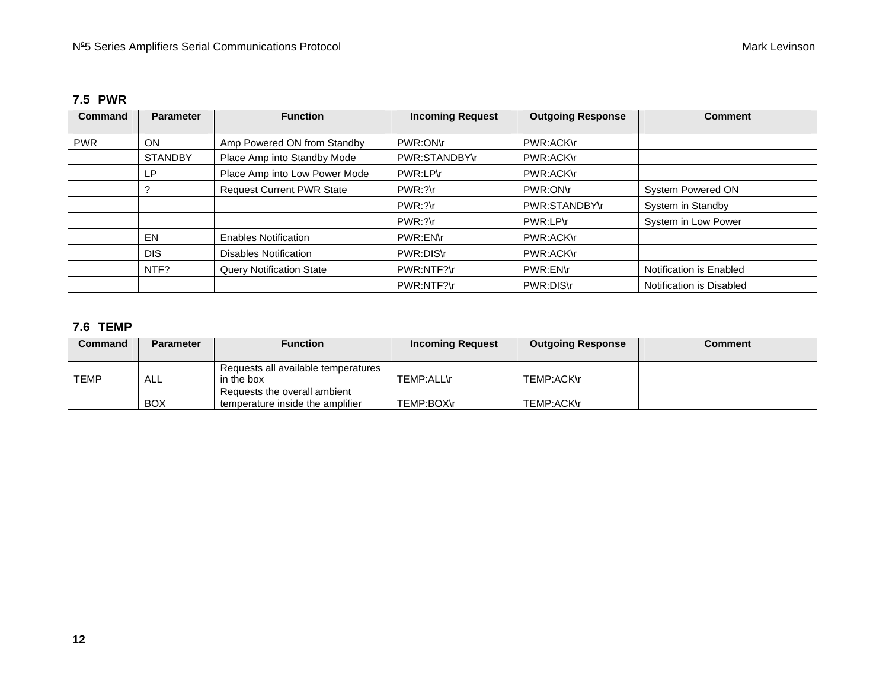### 7.5 PWR

| Command | Parameter | Function | Incoming Request | Outgoing Response | Comment |
|---|---|---|---|---|---|
| PWR | ON | Amp Powered ON from Standby | PWR:ON\r | PWR:ACK\r | |
| | STANDBY | Place Amp into Standby Mode | PWR:STANDBY\r | PWR:ACK\r | |
| | LP | Place Amp into Low Power Mode | PWR:LP\r | PWR:ACK\r | |
| | ? | Request Current PWR State | PWR:?\r | PWR:ON\r | System Powered ON |
| | | | PWR:?\r | PWR:STANDBY\r | System in Standby |
| | | | PWR:?\r | PWR:LP\r | System in Low Power |
| | EN | Enables Notification | PWR:EN\r | PWR:ACK\r | |
| | DIS | Disables Notification | PWR:DIS\r | PWR:ACK\r | |
| | NTF? | Query Notification State | PWR:NTF?\r | PWR:EN\r | Notification is Enabled |
| | | | PWR:NTF?\r | PWR:DIS\r | Notification is Disabled |

### 7.6 TEMP

| Command | Parameter | Function | Incoming Request | Outgoing Response | Comment |
|---|---|---|---|---|---|
| TEMP | ALL | Requests all available temperatures in the box | TEMP:ALL\r | TEMP:ACK\r | |
| | BOX | Requests the overall ambient temperature inside the amplifier | TEMP:BOX\r | TEMP:ACK\r | |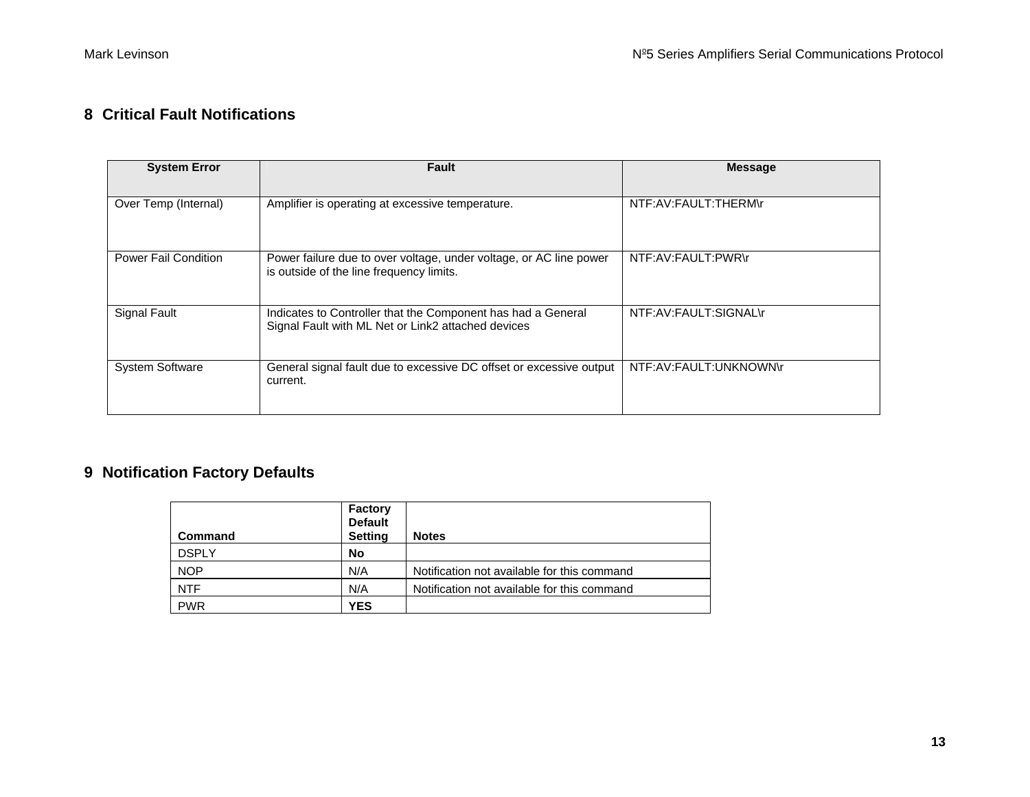## 8 Critical Fault Notifications

| System Error | Fault | Message |
|---|---|---|
| Over Temp (Internal) | Amplifier is operating at excessive temperature. | NTF:AV:FAULT:THERM\r |
| Power Fail Condition | Power failure due to over voltage, under voltage, or AC line power is outside of the line frequency limits. | NTF:AV:FAULT:PWR\r |
| Signal Fault | Indicates to Controller that the Component has had a General Signal Fault with ML Net or Link2 attached devices | NTF:AV:FAULT:SIGNAL\r |
| System Software | General signal fault due to excessive DC offset or excessive output current. | NTF:AV:FAULT:UNKNOWN\r |

## 9 Notification Factory Defaults

| Command | Factory Default Setting | Notes |
|---|---|---|
| DSPLY | **No** | |
| NOP | N/A | Notification not available for this command |
| NTF | N/A | Notification not available for this command |
| PWR | **YES** | |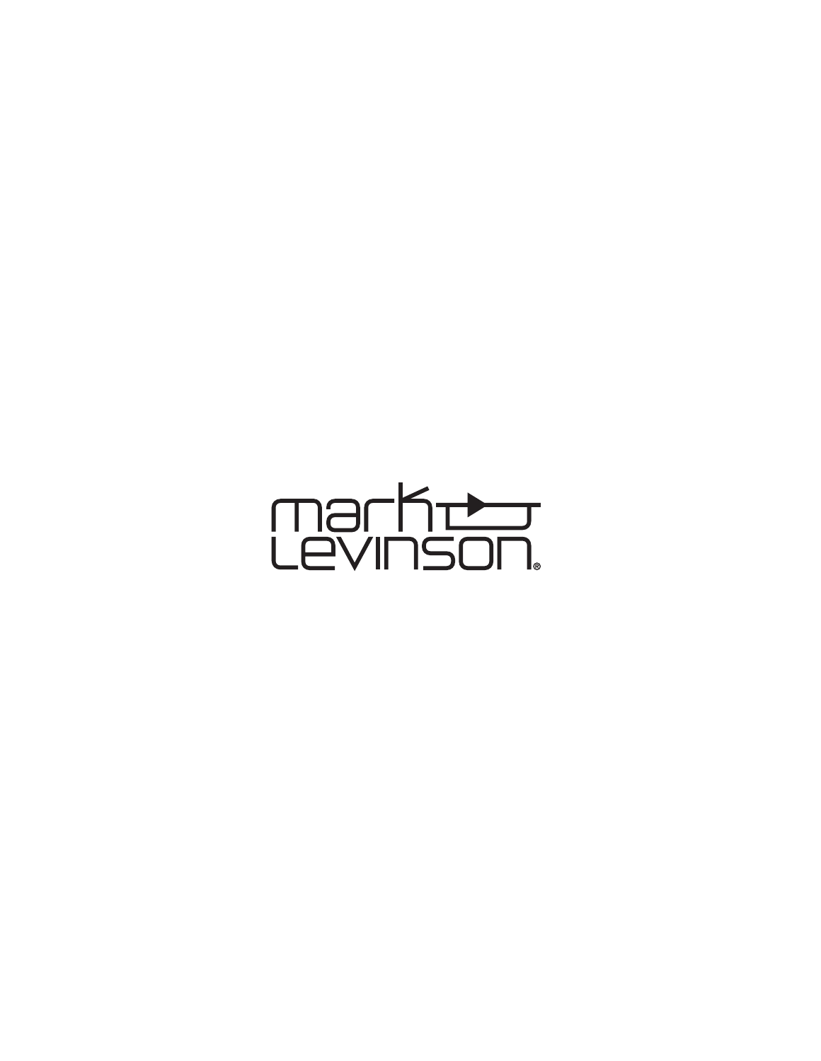mark levinson®